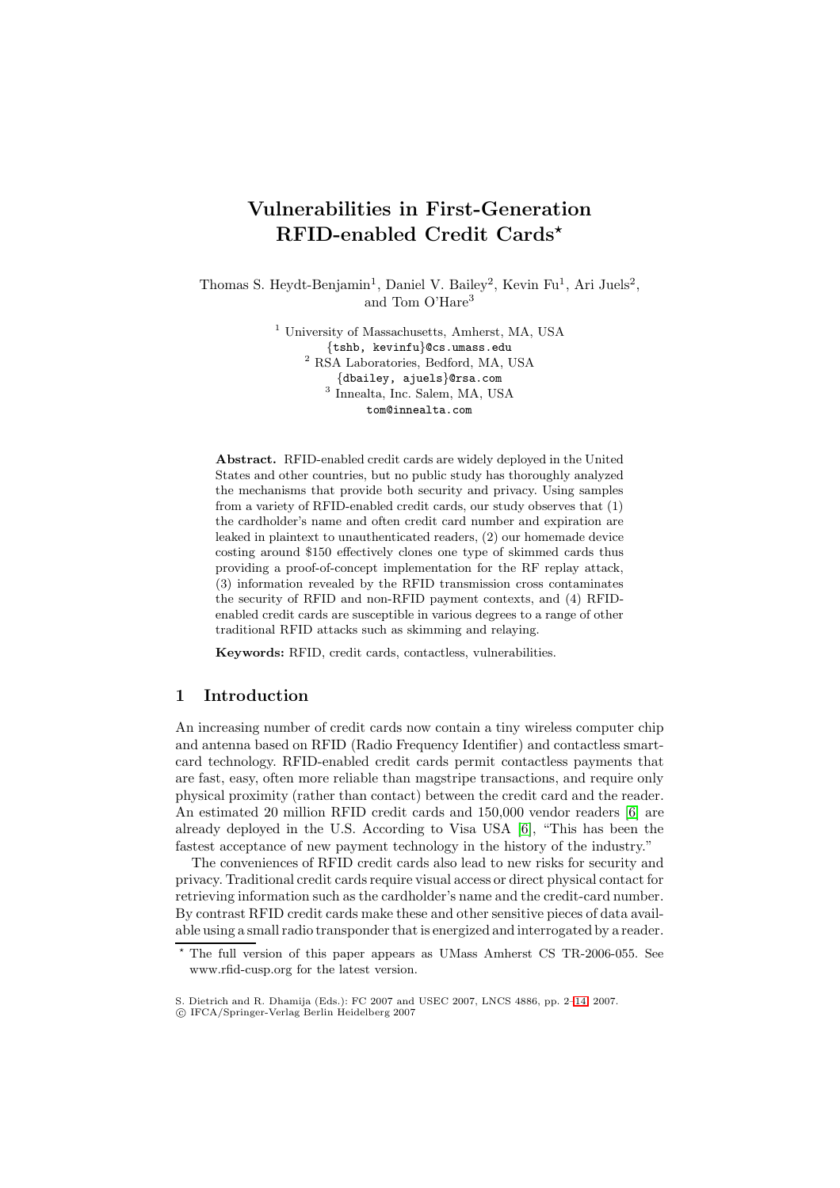# Vulnerabilities in First-Generation RFID-enabled Credit Cards*

Thomas S. Heydt-Benjamin[1], Daniel V. Bailey[2], Kevin Fu[1], Ari Juels[2], and Tom O'Hare[3]

[1] University of Massachusetts, Amherst, MA, USA
{tshb, kevinfu}@cs.umass.edu

[2] RSA Laboratories, Bedford, MA, USA
{dbailey, ajuels}@rsa.com

[3] Innealta, Inc. Salem, MA, USA
tom@innealta.com

**Abstract.** RFID-enabled credit cards are widely deployed in the United States and other countries, but no public study has thoroughly analyzed the mechanisms that provide both security and privacy. Using samples from a variety of RFID-enabled credit cards, our study observes that (1) the cardholder's name and often credit card number and expiration are leaked in plaintext to unauthenticated readers, (2) our homemade device costing around $150 effectively clones one type of skimmed cards thus providing a proof-of-concept implementation for the RF replay attack, (3) information revealed by the RFID transmission cross contaminates the security of RFID and non-RFID payment contexts, and (4) RFID-enabled credit cards are susceptible in various degrees to a range of other traditional RFID attacks such as skimming and relaying.

**Keywords:** RFID, credit cards, contactless, vulnerabilities.

## 1 Introduction

An increasing number of credit cards now contain a tiny wireless computer chip and antenna based on RFID (Radio Frequency Identifier) and contactless smartcard technology. RFID-enabled credit cards permit contactless payments that are fast, easy, often more reliable than magstripe transactions, and require only physical proximity (rather than contact) between the credit card and the reader. An estimated 20 million RFID credit cards and 150,000 vendor readers [6] are already deployed in the U.S. According to Visa USA [6], "This has been the fastest acceptance of new payment technology in the history of the industry."

The conveniences of RFID credit cards also lead to new risks for security and privacy. Traditional credit cards require visual access or direct physical contact for retrieving information such as the cardholder's name and the credit-card number. By contrast RFID credit cards make these and other sensitive pieces of data available using a small radio transponder that is energized and interrogated by a reader.

* The full version of this paper appears as UMass Amherst CS TR-2006-055. See www.rfid-cusp.org for the latest version.

S. Dietrich and R. Dhamija (Eds.): FC 2007 and USEC 2007, LNCS 4886, pp. 2–14, 2007.
© IFCA/Springer-Verlag Berlin Heidelberg 2007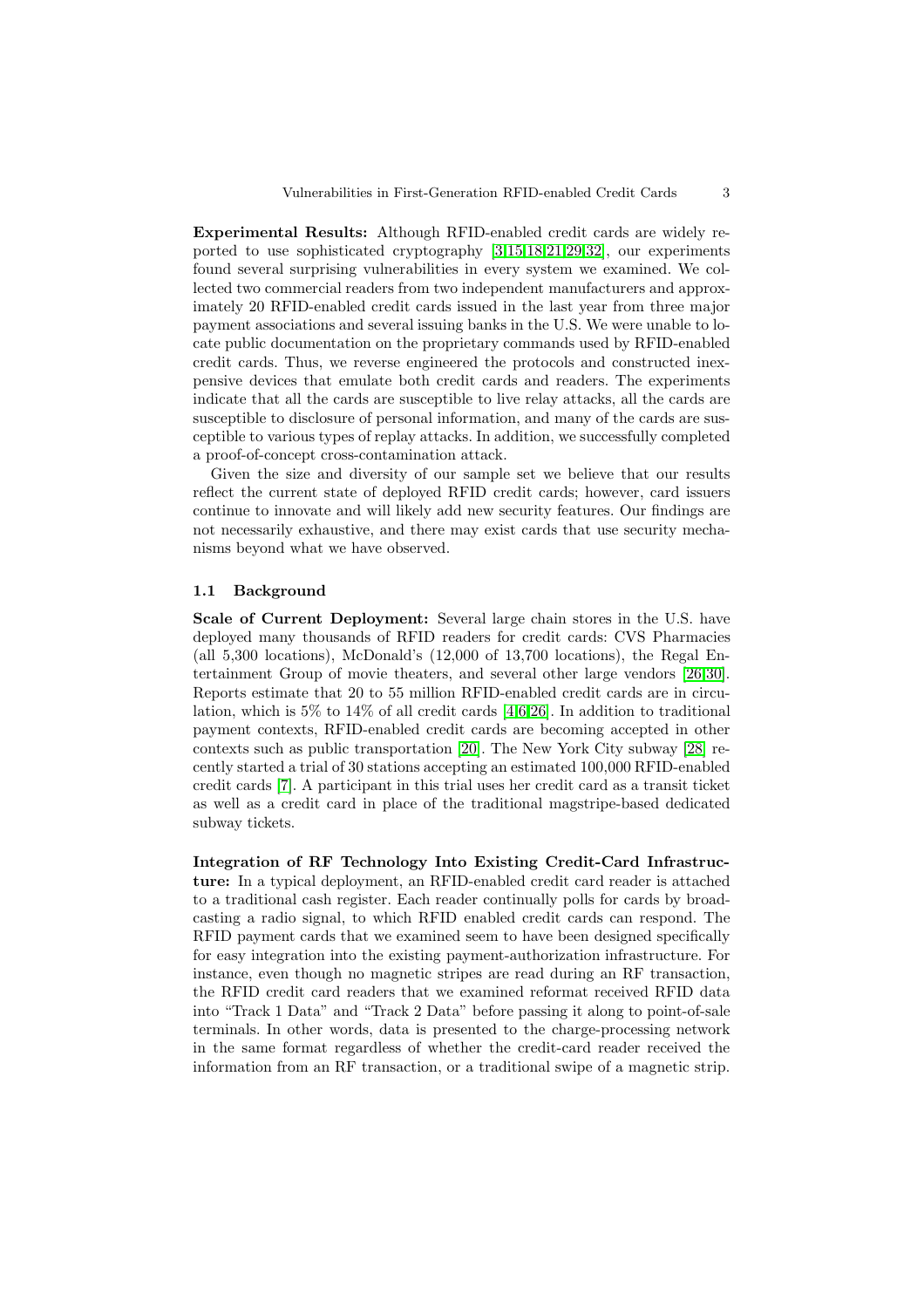**Experimental Results:** Although RFID-enabled credit cards are widely reported to use sophisticated cryptography [3,15,18,21,29,32], our experiments found several surprising vulnerabilities in every system we examined. We collected two commercial readers from two independent manufacturers and approximately 20 RFID-enabled credit cards issued in the last year from three major payment associations and several issuing banks in the U.S. We were unable to locate public documentation on the proprietary commands used by RFID-enabled credit cards. Thus, we reverse engineered the protocols and constructed inexpensive devices that emulate both credit cards and readers. The experiments indicate that all the cards are susceptible to live relay attacks, all the cards are susceptible to disclosure of personal information, and many of the cards are susceptible to various types of replay attacks. In addition, we successfully completed a proof-of-concept cross-contamination attack.

Given the size and diversity of our sample set we believe that our results reflect the current state of deployed RFID credit cards; however, card issuers continue to innovate and will likely add new security features. Our findings are not necessarily exhaustive, and there may exist cards that use security mechanisms beyond what we have observed.

### 1.1 Background

**Scale of Current Deployment:** Several large chain stores in the U.S. have deployed many thousands of RFID readers for credit cards: CVS Pharmacies (all 5,300 locations), McDonald's (12,000 of 13,700 locations), the Regal Entertainment Group of movie theaters, and several other large vendors [26,30]. Reports estimate that 20 to 55 million RFID-enabled credit cards are in circulation, which is 5% to 14% of all credit cards [4,6,26]. In addition to traditional payment contexts, RFID-enabled credit cards are becoming accepted in other contexts such as public transportation [20]. The New York City subway [28] recently started a trial of 30 stations accepting an estimated 100,000 RFID-enabled credit cards [7]. A participant in this trial uses her credit card as a transit ticket as well as a credit card in place of the traditional magstripe-based dedicated subway tickets.

**Integration of RF Technology Into Existing Credit-Card Infrastructure:** In a typical deployment, an RFID-enabled credit card reader is attached to a traditional cash register. Each reader continually polls for cards by broadcasting a radio signal, to which RFID enabled credit cards can respond. The RFID payment cards that we examined seem to have been designed specifically for easy integration into the existing payment-authorization infrastructure. For instance, even though no magnetic stripes are read during an RF transaction, the RFID credit card readers that we examined reformat received RFID data into "Track 1 Data" and "Track 2 Data" before passing it along to point-of-sale terminals. In other words, data is presented to the charge-processing network in the same format regardless of whether the credit-card reader received the information from an RF transaction, or a traditional swipe of a magnetic strip.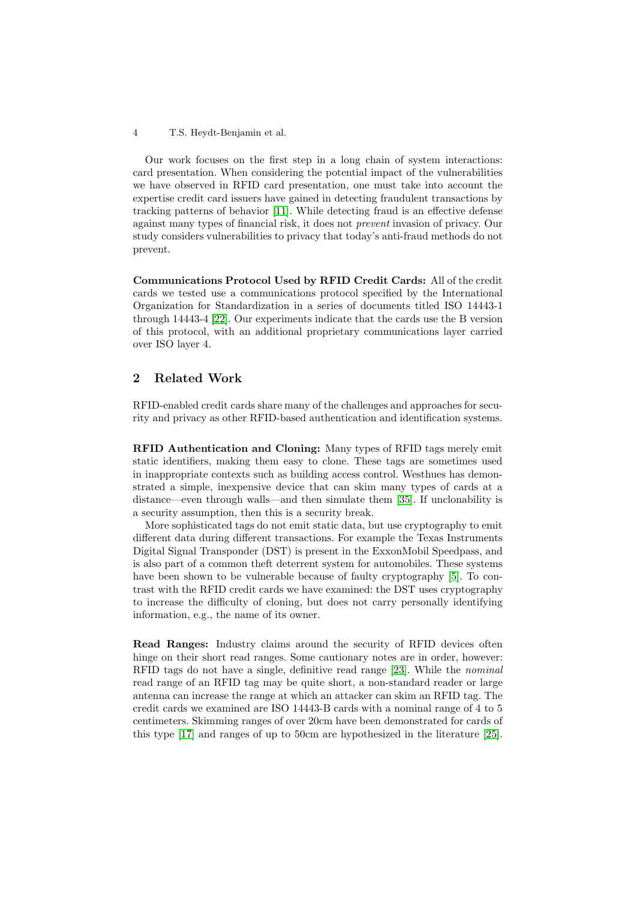Our work focuses on the first step in a long chain of system interactions: card presentation. When considering the potential impact of the vulnerabilities we have observed in RFID card presentation, one must take into account the expertise credit card issuers have gained in detecting fraudulent transactions by tracking patterns of behavior [11]. While detecting fraud is an effective defense against many types of financial risk, it does not *prevent* invasion of privacy. Our study considers vulnerabilities to privacy that today's anti-fraud methods do not prevent.

**Communications Protocol Used by RFID Credit Cards:** All of the credit cards we tested use a communications protocol specified by the International Organization for Standardization in a series of documents titled ISO 14443-1 through 14443-4 [22]. Our experiments indicate that the cards use the B version of this protocol, with an additional proprietary communications layer carried over ISO layer 4.

## 2 Related Work

RFID-enabled credit cards share many of the challenges and approaches for security and privacy as other RFID-based authentication and identification systems.

**RFID Authentication and Cloning:** Many types of RFID tags merely emit static identifiers, making them easy to clone. These tags are sometimes used in inappropriate contexts such as building access control. Westhues has demonstrated a simple, inexpensive device that can skim many types of cards at a distance—even through walls—and then simulate them [35]. If unclonability is a security assumption, then this is a security break.

More sophisticated tags do not emit static data, but use cryptography to emit different data during different transactions. For example the Texas Instruments Digital Signal Transponder (DST) is present in the ExxonMobil Speedpass, and is also part of a common theft deterrent system for automobiles. These systems have been shown to be vulnerable because of faulty cryptography [5]. To contrast with the RFID credit cards we have examined: the DST uses cryptography to increase the difficulty of cloning, but does not carry personally identifying information, e.g., the name of its owner.

**Read Ranges:** Industry claims around the security of RFID devices often hinge on their short read ranges. Some cautionary notes are in order, however: RFID tags do not have a single, definitive read range [23]. While the *nominal* read range of an RFID tag may be quite short, a non-standard reader or large antenna can increase the range at which an attacker can skim an RFID tag. The credit cards we examined are ISO 14443-B cards with a nominal range of 4 to 5 centimeters. Skimming ranges of over 20cm have been demonstrated for cards of this type [17] and ranges of up to 50cm are hypothesized in the literature [25].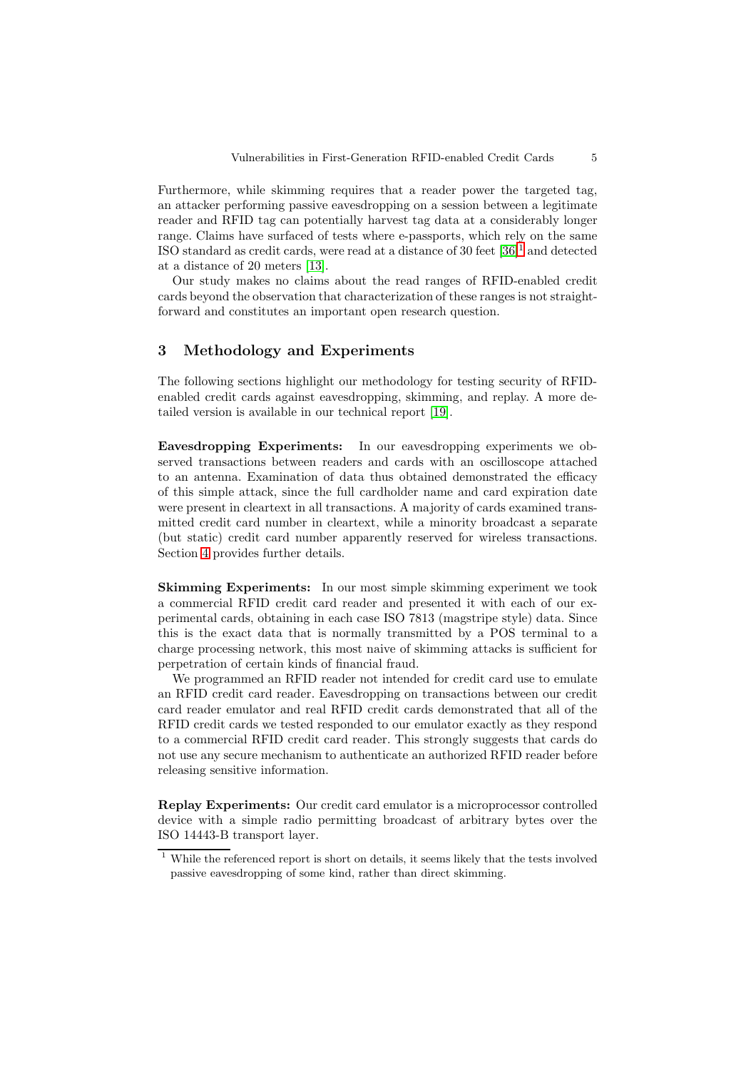Furthermore, while skimming requires that a reader power the targeted tag, an attacker performing passive eavesdropping on a session between a legitimate reader and RFID tag can potentially harvest tag data at a considerably longer range. Claims have surfaced of tests where e-passports, which rely on the same ISO standard as credit cards, were read at a distance of 30 feet [36][1] and detected at a distance of 20 meters [13].

Our study makes no claims about the read ranges of RFID-enabled credit cards beyond the observation that characterization of these ranges is not straightforward and constitutes an important open research question.

## 3 Methodology and Experiments

The following sections highlight our methodology for testing security of RFID-enabled credit cards against eavesdropping, skimming, and replay. A more detailed version is available in our technical report [19].

**Eavesdropping Experiments:** In our eavesdropping experiments we observed transactions between readers and cards with an oscilloscope attached to an antenna. Examination of data thus obtained demonstrated the efficacy of this simple attack, since the full cardholder name and card expiration date were present in cleartext in all transactions. A majority of cards examined transmitted credit card number in cleartext, while a minority broadcast a separate (but static) credit card number apparently reserved for wireless transactions. Section 4 provides further details.

**Skimming Experiments:** In our most simple skimming experiment we took a commercial RFID credit card reader and presented it with each of our experimental cards, obtaining in each case ISO 7813 (magstripe style) data. Since this is the exact data that is normally transmitted by a POS terminal to a charge processing network, this most naive of skimming attacks is sufficient for perpetration of certain kinds of financial fraud.

We programmed an RFID reader not intended for credit card use to emulate an RFID credit card reader. Eavesdropping on transactions between our credit card reader emulator and real RFID credit cards demonstrated that all of the RFID credit cards we tested responded to our emulator exactly as they respond to a commercial RFID credit card reader. This strongly suggests that cards do not use any secure mechanism to authenticate an authorized RFID reader before releasing sensitive information.

**Replay Experiments:** Our credit card emulator is a microprocessor controlled device with a simple radio permitting broadcast of arbitrary bytes over the ISO 14443-B transport layer.

[1] While the referenced report is short on details, it seems likely that the tests involved passive eavesdropping of some kind, rather than direct skimming.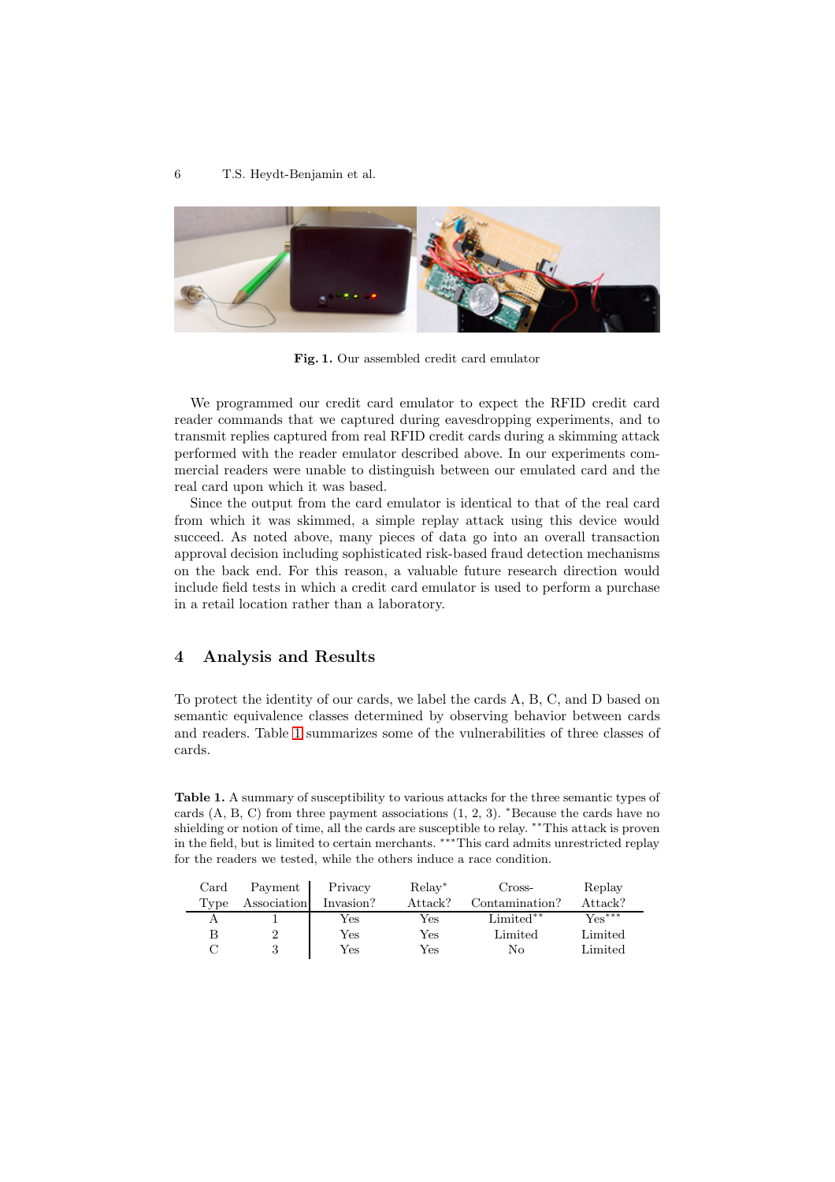Fig. 1. Our assembled credit card emulator

We programmed our credit card emulator to expect the RFID credit card reader commands that we captured during eavesdropping experiments, and to transmit replies captured from real RFID credit cards during a skimming attack performed with the reader emulator described above. In our experiments commercial readers were unable to distinguish between our emulated card and the real card upon which it was based.

Since the output from the card emulator is identical to that of the real card from which it was skimmed, a simple replay attack using this device would succeed. As noted above, many pieces of data go into an overall transaction approval decision including sophisticated risk-based fraud detection mechanisms on the back end. For this reason, a valuable future research direction would include field tests in which a credit card emulator is used to perform a purchase in a retail location rather than a laboratory.

## 4 Analysis and Results

To protect the identity of our cards, we label the cards A, B, C, and D based on semantic equivalence classes determined by observing behavior between cards and readers. Table 1 summarizes some of the vulnerabilities of three classes of cards.

**Table 1.** A summary of susceptibility to various attacks for the three semantic types of cards (A, B, C) from three payment associations (1, 2, 3). *Because the cards have no shielding or notion of time, all the cards are susceptible to relay. **This attack is proven in the field, but is limited to certain merchants. ***This card admits unrestricted replay for the readers we tested, while the others induce a race condition.

| Card Type | Payment Association | Privacy Invasion? | Relay* Attack? | Cross-Contamination? | Replay Attack? |
|---|---|---|---|---|---|
| A | 1 | Yes | Yes | Limited** | Yes*** |
| B | 2 | Yes | Yes | Limited | Limited |
| C | 3 | Yes | Yes | No | Limited |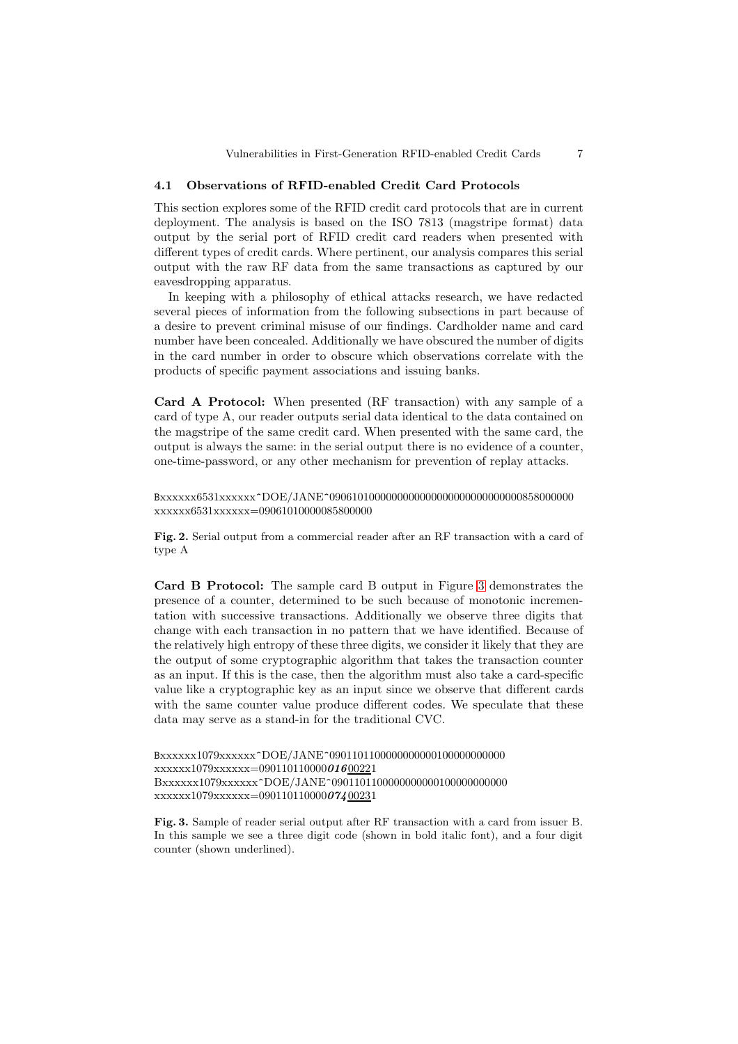### 4.1 Observations of RFID-enabled Credit Card Protocols

This section explores some of the RFID credit card protocols that are in current deployment. The analysis is based on the ISO 7813 (magstripe format) data output by the serial port of RFID credit card readers when presented with different types of credit cards. Where pertinent, our analysis compares this serial output with the raw RF data from the same transactions as captured by our eavesdropping apparatus.

In keeping with a philosophy of ethical attacks research, we have redacted several pieces of information from the following subsections in part because of a desire to prevent criminal misuse of our findings. Cardholder name and card number have been concealed. Additionally we have obscured the number of digits in the card number in order to obscure which observations correlate with the products of specific payment associations and issuing banks.

**Card A Protocol:** When presented (RF transaction) with any sample of a card of type A, our reader outputs serial data identical to the data contained on the magstripe of the same credit card. When presented with the same card, the output is always the same: in the serial output there is no evidence of a counter, one-time-password, or any other mechanism for prevention of replay attacks.

```
Bxxxxxx6531xxxxxx^DOE/JANE^0906101000000000000000000000000000858000000
xxxxxx6531xxxxxx=09061010000085800000
```

**Fig. 2.** Serial output from a commercial reader after an RF transaction with a card of type A

**Card B Protocol:** The sample card B output in Figure 3 demonstrates the presence of a counter, determined to be such because of monotonic incrementation with successive transactions. Additionally we observe three digits that change with each transaction in no pattern that we have identified. Because of the relatively high entropy of these three digits, we consider it likely that they are the output of some cryptographic algorithm that takes the transaction counter as an input. If this is the case, then the algorithm must also take a card-specific value like a cryptographic key as an input since we observe that different cards with the same counter value produce different codes. We speculate that these data may serve as a stand-in for the traditional CVC.

Bxxxxxx1079xxxxxx^DOE/JANE^0901101100000000000100000000000
xxxxxx1079xxxxxx=090110110000***016***<u>0022</u>1
Bxxxxxx1079xxxxxx^DOE/JANE^0901101100000000000100000000000
xxxxxx1079xxxxxx=090110110000***074***<u>0023</u>1

**Fig. 3.** Sample of reader serial output after RF transaction with a card from issuer B. In this sample we see a three digit code (shown in bold italic font), and a four digit counter (shown underlined).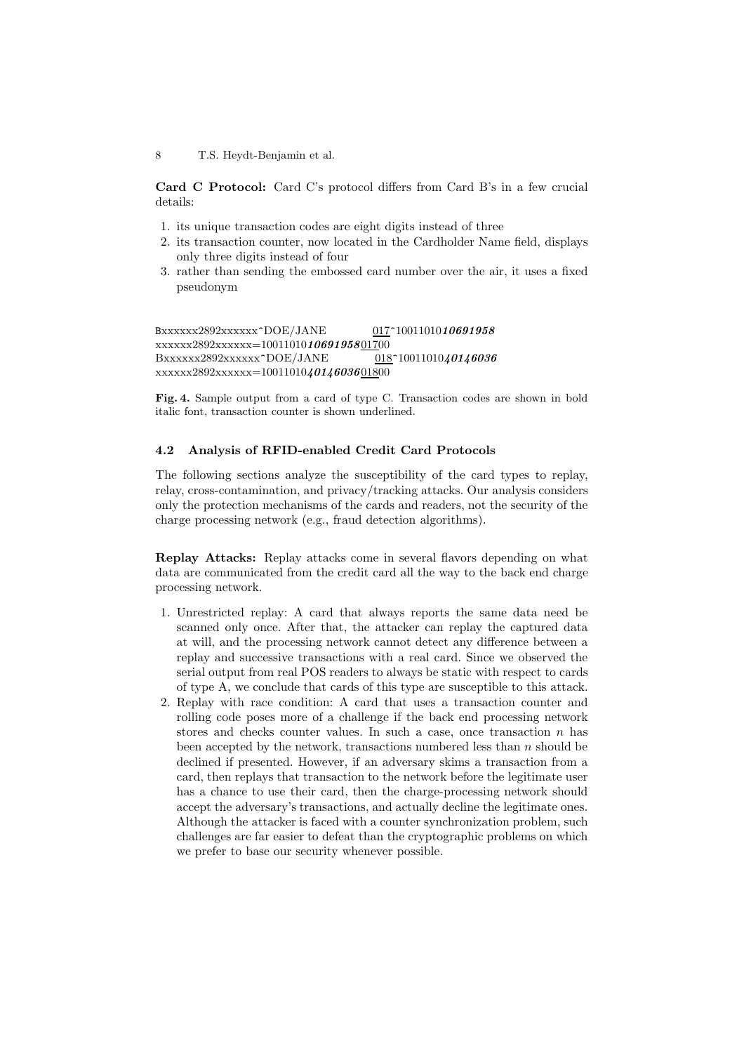**Card C Protocol:** Card C's protocol differs from Card B's in a few crucial details:

1. its unique transaction codes are eight digits instead of three
2. its transaction counter, now located in the Cardholder Name field, displays only three digits instead of four
3. rather than sending the embossed card number over the air, it uses a fixed pseudonym

```
Bxxxxxx2892xxxxxx^DOE/JANE           017^10011010***10691958***
xxxxxx2892xxxxxx=10011010***10691958***01700
Bxxxxxx2892xxxxxx^DOE/JANE           018^10011010***40146036***
xxxxxx2892xxxxxx=10011010***40146036***01800
```

**Fig. 4.** Sample output from a card of type C. Transaction codes are shown in bold italic font, transaction counter is shown underlined.

### 4.2 Analysis of RFID-enabled Credit Card Protocols

The following sections analyze the susceptibility of the card types to replay, relay, cross-contamination, and privacy/tracking attacks. Our analysis considers only the protection mechanisms of the cards and readers, not the security of the charge processing network (e.g., fraud detection algorithms).

**Replay Attacks:** Replay attacks come in several flavors depending on what data are communicated from the credit card all the way to the back end charge processing network.

1. Unrestricted replay: A card that always reports the same data need be scanned only once. After that, the attacker can replay the captured data at will, and the processing network cannot detect any difference between a replay and successive transactions with a real card. Since we observed the serial output from real POS readers to always be static with respect to cards of type A, we conclude that cards of this type are susceptible to this attack.
2. Replay with race condition: A card that uses a transaction counter and rolling code poses more of a challenge if the back end processing network stores and checks counter values. In such a case, once transaction $n$ has been accepted by the network, transactions numbered less than $n$ should be declined if presented. However, if an adversary skims a transaction from a card, then replays that transaction to the network before the legitimate user has a chance to use their card, then the charge-processing network should accept the adversary's transactions, and actually decline the legitimate ones. Although the attacker is faced with a counter synchronization problem, such challenges are far easier to defeat than the cryptographic problems on which we prefer to base our security whenever possible.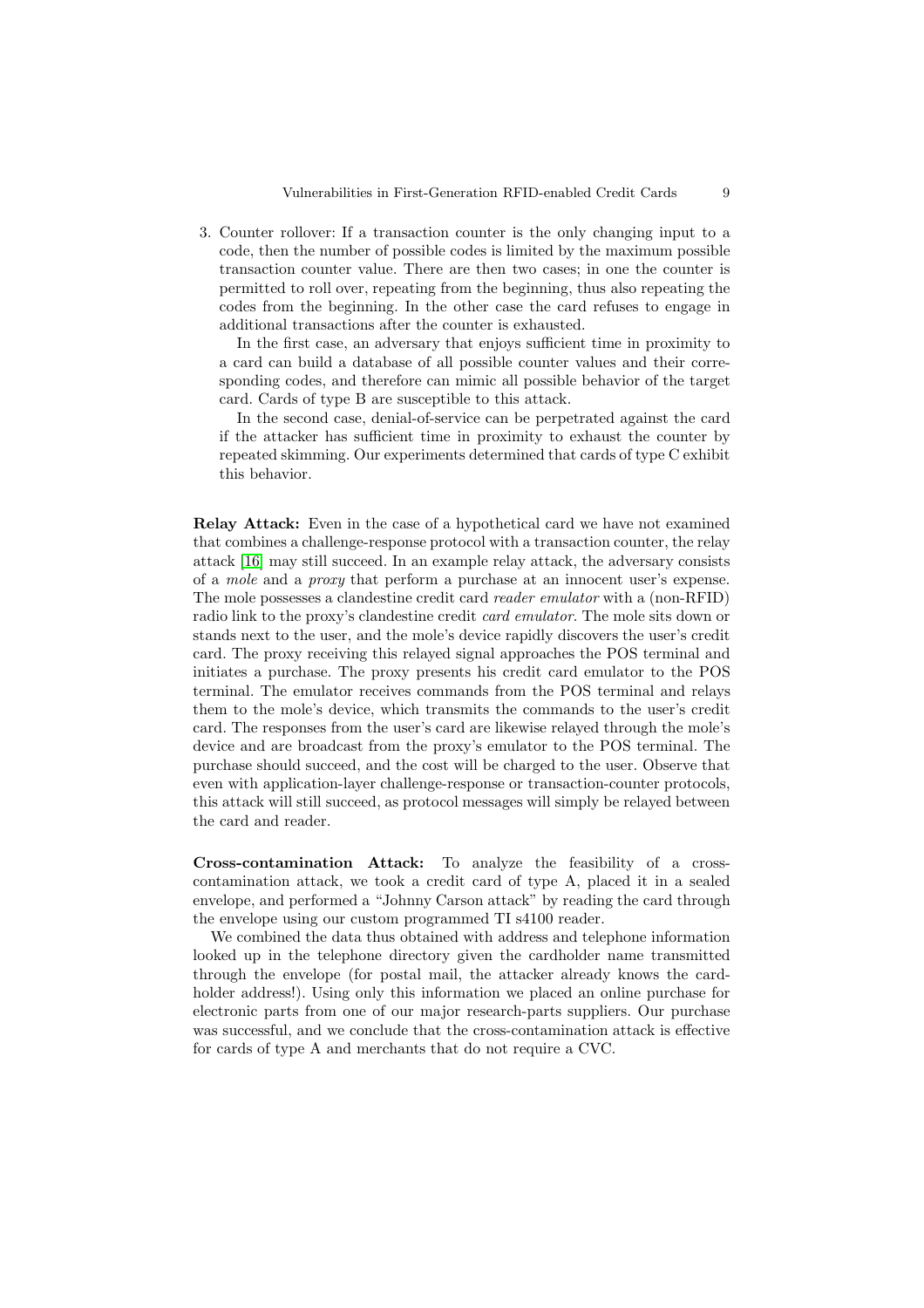3. Counter rollover: If a transaction counter is the only changing input to a code, then the number of possible codes is limited by the maximum possible transaction counter value. There are then two cases; in one the counter is permitted to roll over, repeating from the beginning, thus also repeating the codes from the beginning. In the other case the card refuses to engage in additional transactions after the counter is exhausted.

   In the first case, an adversary that enjoys sufficient time in proximity to a card can build a database of all possible counter values and their corresponding codes, and therefore can mimic all possible behavior of the target card. Cards of type B are susceptible to this attack.

   In the second case, denial-of-service can be perpetrated against the card if the attacker has sufficient time in proximity to exhaust the counter by repeated skimming. Our experiments determined that cards of type C exhibit this behavior.

**Relay Attack:** Even in the case of a hypothetical card we have not examined that combines a challenge-response protocol with a transaction counter, the relay attack [16] may still succeed. In an example relay attack, the adversary consists of a *mole* and a *proxy* that perform a purchase at an innocent user's expense. The mole possesses a clandestine credit card *reader emulator* with a (non-RFID) radio link to the proxy's clandestine credit *card emulator*. The mole sits down or stands next to the user, and the mole's device rapidly discovers the user's credit card. The proxy receiving this relayed signal approaches the POS terminal and initiates a purchase. The proxy presents his credit card emulator to the POS terminal. The emulator receives commands from the POS terminal and relays them to the mole's device, which transmits the commands to the user's credit card. The responses from the user's card are likewise relayed through the mole's device and are broadcast from the proxy's emulator to the POS terminal. The purchase should succeed, and the cost will be charged to the user. Observe that even with application-layer challenge-response or transaction-counter protocols, this attack will still succeed, as protocol messages will simply be relayed between the card and reader.

**Cross-contamination Attack:** To analyze the feasibility of a cross-contamination attack, we took a credit card of type A, placed it in a sealed envelope, and performed a "Johnny Carson attack" by reading the card through the envelope using our custom programmed TI s4100 reader.

We combined the data thus obtained with address and telephone information looked up in the telephone directory given the cardholder name transmitted through the envelope (for postal mail, the attacker already knows the cardholder address!). Using only this information we placed an online purchase for electronic parts from one of our major research-parts suppliers. Our purchase was successful, and we conclude that the cross-contamination attack is effective for cards of type A and merchants that do not require a CVC.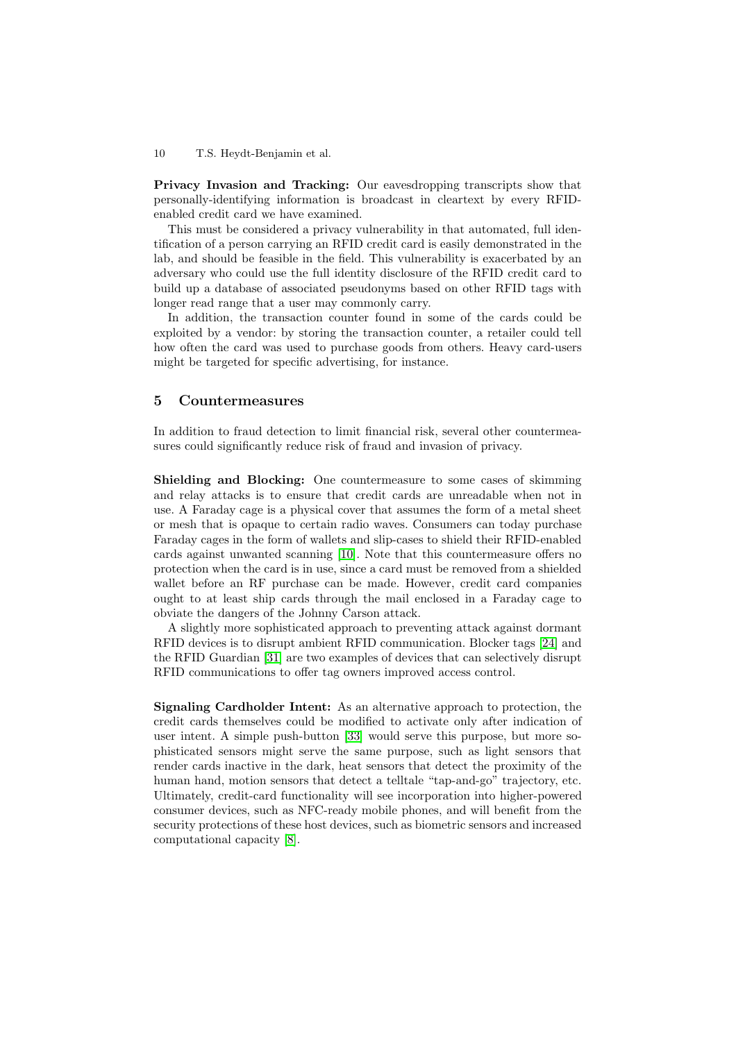**Privacy Invasion and Tracking:** Our eavesdropping transcripts show that personally-identifying information is broadcast in cleartext by every RFID-enabled credit card we have examined.

This must be considered a privacy vulnerability in that automated, full identification of a person carrying an RFID credit card is easily demonstrated in the lab, and should be feasible in the field. This vulnerability is exacerbated by an adversary who could use the full identity disclosure of the RFID credit card to build up a database of associated pseudonyms based on other RFID tags with longer read range that a user may commonly carry.

In addition, the transaction counter found in some of the cards could be exploited by a vendor: by storing the transaction counter, a retailer could tell how often the card was used to purchase goods from others. Heavy card-users might be targeted for specific advertising, for instance.

## 5 Countermeasures

In addition to fraud detection to limit financial risk, several other countermeasures could significantly reduce risk of fraud and invasion of privacy.

**Shielding and Blocking:** One countermeasure to some cases of skimming and relay attacks is to ensure that credit cards are unreadable when not in use. A Faraday cage is a physical cover that assumes the form of a metal sheet or mesh that is opaque to certain radio waves. Consumers can today purchase Faraday cages in the form of wallets and slip-cases to shield their RFID-enabled cards against unwanted scanning [10]. Note that this countermeasure offers no protection when the card is in use, since a card must be removed from a shielded wallet before an RF purchase can be made. However, credit card companies ought to at least ship cards through the mail enclosed in a Faraday cage to obviate the dangers of the Johnny Carson attack.

A slightly more sophisticated approach to preventing attack against dormant RFID devices is to disrupt ambient RFID communication. Blocker tags [24] and the RFID Guardian [31] are two examples of devices that can selectively disrupt RFID communications to offer tag owners improved access control.

**Signaling Cardholder Intent:** As an alternative approach to protection, the credit cards themselves could be modified to activate only after indication of user intent. A simple push-button [33] would serve this purpose, but more sophisticated sensors might serve the same purpose, such as light sensors that render cards inactive in the dark, heat sensors that detect the proximity of the human hand, motion sensors that detect a telltale "tap-and-go" trajectory, etc. Ultimately, credit-card functionality will see incorporation into higher-powered consumer devices, such as NFC-ready mobile phones, and will benefit from the security protections of these host devices, such as biometric sensors and increased computational capacity [8].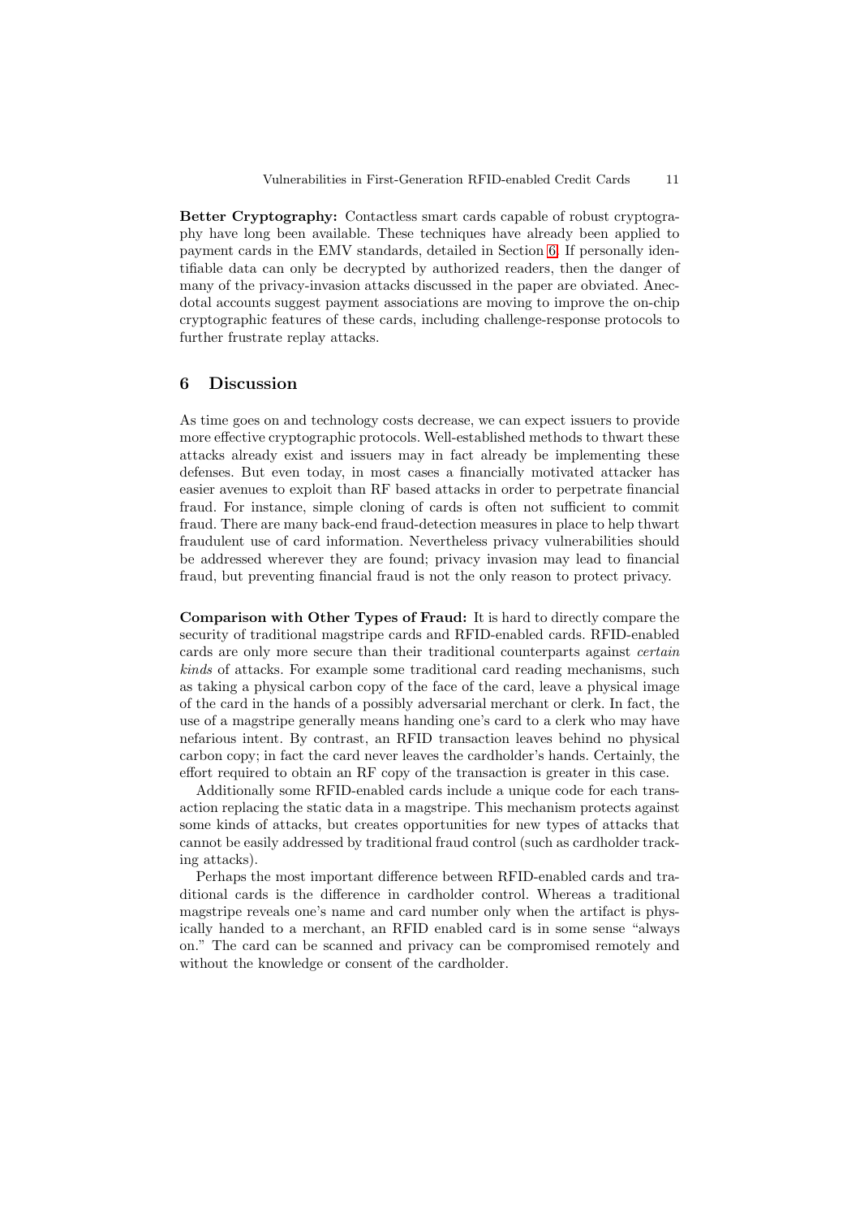**Better Cryptography:** Contactless smart cards capable of robust cryptography have long been available. These techniques have already been applied to payment cards in the EMV standards, detailed in Section 6. If personally identifiable data can only be decrypted by authorized readers, then the danger of many of the privacy-invasion attacks discussed in the paper are obviated. Anecdotal accounts suggest payment associations are moving to improve the on-chip cryptographic features of these cards, including challenge-response protocols to further frustrate replay attacks.

## 6 Discussion

As time goes on and technology costs decrease, we can expect issuers to provide more effective cryptographic protocols. Well-established methods to thwart these attacks already exist and issuers may in fact already be implementing these defenses. But even today, in most cases a financially motivated attacker has easier avenues to exploit than RF based attacks in order to perpetrate financial fraud. For instance, simple cloning of cards is often not sufficient to commit fraud. There are many back-end fraud-detection measures in place to help thwart fraudulent use of card information. Nevertheless privacy vulnerabilities should be addressed wherever they are found; privacy invasion may lead to financial fraud, but preventing financial fraud is not the only reason to protect privacy.

**Comparison with Other Types of Fraud:** It is hard to directly compare the security of traditional magstripe cards and RFID-enabled cards. RFID-enabled cards are only more secure than their traditional counterparts against *certain kinds* of attacks. For example some traditional card reading mechanisms, such as taking a physical carbon copy of the face of the card, leave a physical image of the card in the hands of a possibly adversarial merchant or clerk. In fact, the use of a magstripe generally means handing one's card to a clerk who may have nefarious intent. By contrast, an RFID transaction leaves behind no physical carbon copy; in fact the card never leaves the cardholder's hands. Certainly, the effort required to obtain an RF copy of the transaction is greater in this case.

Additionally some RFID-enabled cards include a unique code for each transaction replacing the static data in a magstripe. This mechanism protects against some kinds of attacks, but creates opportunities for new types of attacks that cannot be easily addressed by traditional fraud control (such as cardholder tracking attacks).

Perhaps the most important difference between RFID-enabled cards and traditional cards is the difference in cardholder control. Whereas a traditional magstripe reveals one's name and card number only when the artifact is physically handed to a merchant, an RFID enabled card is in some sense "always on." The card can be scanned and privacy can be compromised remotely and without the knowledge or consent of the cardholder.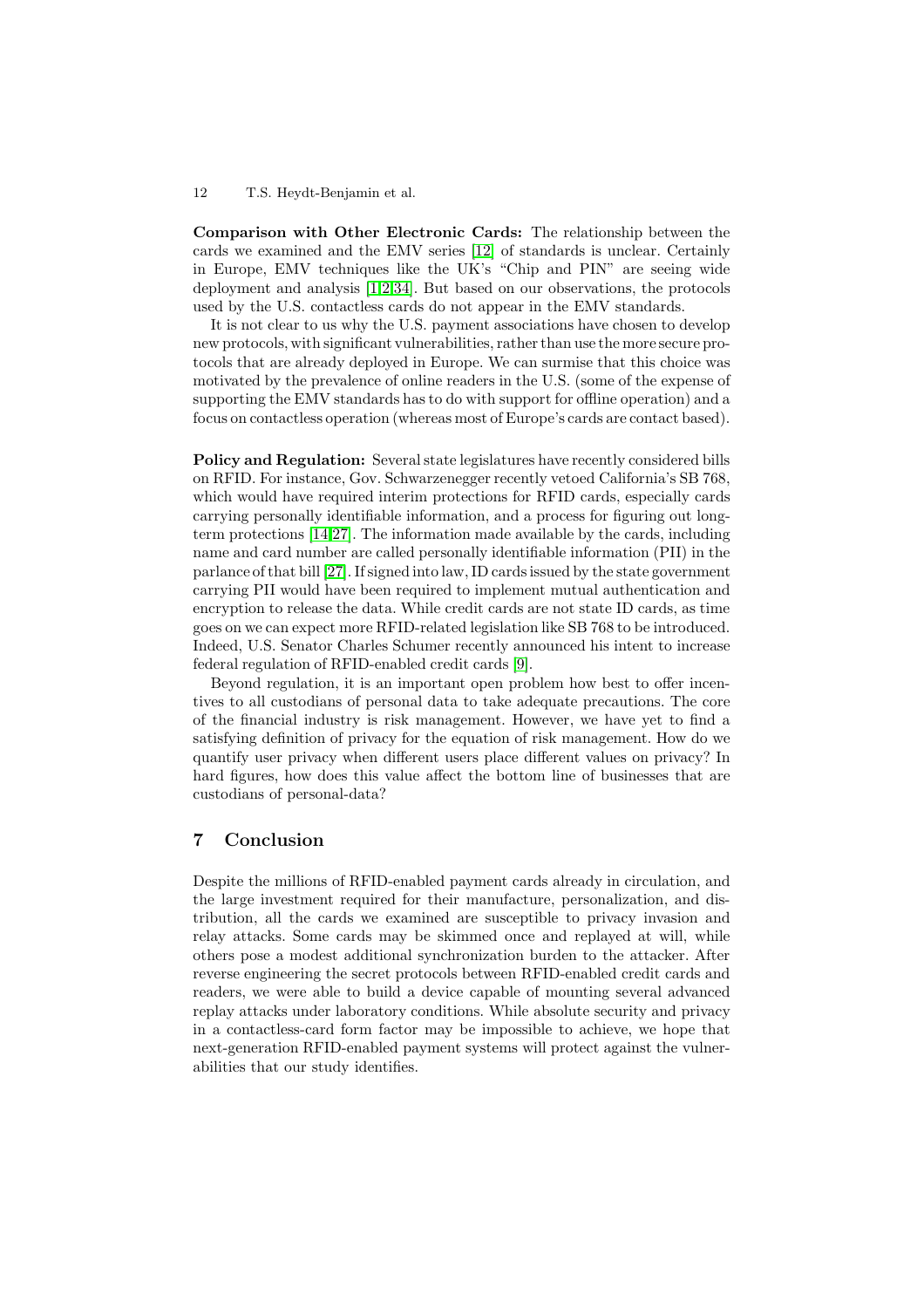**Comparison with Other Electronic Cards:** The relationship between the cards we examined and the EMV series [12] of standards is unclear. Certainly in Europe, EMV techniques like the UK's "Chip and PIN" are seeing wide deployment and analysis [1,2,34]. But based on our observations, the protocols used by the U.S. contactless cards do not appear in the EMV standards.

It is not clear to us why the U.S. payment associations have chosen to develop new protocols, with significant vulnerabilities, rather than use the more secure protocols that are already deployed in Europe. We can surmise that this choice was motivated by the prevalence of online readers in the U.S. (some of the expense of supporting the EMV standards has to do with support for offline operation) and a focus on contactless operation (whereas most of Europe's cards are contact based).

**Policy and Regulation:** Several state legislatures have recently considered bills on RFID. For instance, Gov. Schwarzenegger recently vetoed California's SB 768, which would have required interim protections for RFID cards, especially cards carrying personally identifiable information, and a process for figuring out long-term protections [14,27]. The information made available by the cards, including name and card number are called personally identifiable information (PII) in the parlance of that bill [27]. If signed into law, ID cards issued by the state government carrying PII would have been required to implement mutual authentication and encryption to release the data. While credit cards are not state ID cards, as time goes on we can expect more RFID-related legislation like SB 768 to be introduced. Indeed, U.S. Senator Charles Schumer recently announced his intent to increase federal regulation of RFID-enabled credit cards [9].

Beyond regulation, it is an important open problem how best to offer incentives to all custodians of personal data to take adequate precautions. The core of the financial industry is risk management. However, we have yet to find a satisfying definition of privacy for the equation of risk management. How do we quantify user privacy when different users place different values on privacy? In hard figures, how does this value affect the bottom line of businesses that are custodians of personal-data?

## 7 Conclusion

Despite the millions of RFID-enabled payment cards already in circulation, and the large investment required for their manufacture, personalization, and distribution, all the cards we examined are susceptible to privacy invasion and relay attacks. Some cards may be skimmed once and replayed at will, while others pose a modest additional synchronization burden to the attacker. After reverse engineering the secret protocols between RFID-enabled credit cards and readers, we were able to build a device capable of mounting several advanced replay attacks under laboratory conditions. While absolute security and privacy in a contactless-card form factor may be impossible to achieve, we hope that next-generation RFID-enabled payment systems will protect against the vulnerabilities that our study identifies.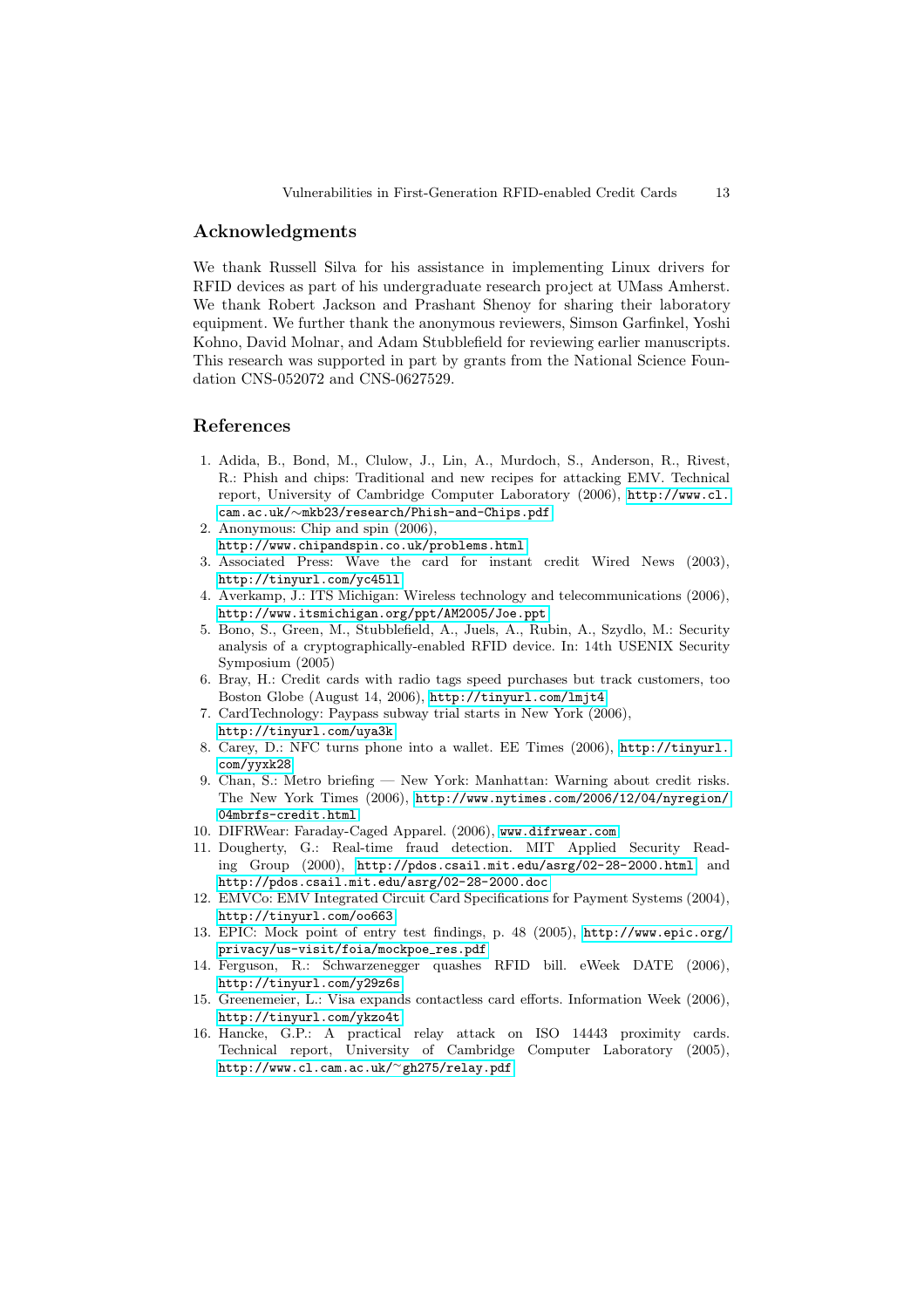## Acknowledgments

We thank Russell Silva for his assistance in implementing Linux drivers for RFID devices as part of his undergraduate research project at UMass Amherst. We thank Robert Jackson and Prashant Shenoy for sharing their laboratory equipment. We further thank the anonymous reviewers, Simson Garfinkel, Yoshi Kohno, David Molnar, and Adam Stubblefield for reviewing earlier manuscripts. This research was supported in part by grants from the National Science Foundation CNS-052072 and CNS-0627529.

## References

1. Adida, B., Bond, M., Clulow, J., Lin, A., Murdoch, S., Anderson, R., Rivest, R.: Phish and chips: Traditional and new recipes for attacking EMV. Technical report, University of Cambridge Computer Laboratory (2006), http://www.cl.cam.ac.uk/~mkb23/research/Phish-and-Chips.pdf
2. Anonymous: Chip and spin (2006), http://www.chipandspin.co.uk/problems.html
3. Associated Press: Wave the card for instant credit Wired News (2003), http://tinyurl.com/yc45ll
4. Averkamp, J.: ITS Michigan: Wireless technology and telecommunications (2006), http://www.itsmichigan.org/ppt/AM2005/Joe.ppt
5. Bono, S., Green, M., Stubblefield, A., Juels, A., Rubin, A., Szydlo, M.: Security analysis of a cryptographically-enabled RFID device. In: 14th USENIX Security Symposium (2005)
6. Bray, H.: Credit cards with radio tags speed purchases but track customers, too Boston Globe (August 14, 2006), http://tinyurl.com/lmjt4
7. CardTechnology: Paypass subway trial starts in New York (2006), http://tinyurl.com/uya3k
8. Carey, D.: NFC turns phone into a wallet. EE Times (2006), http://tinyurl.com/yyxk28
9. Chan, S.: Metro briefing — New York: Manhattan: Warning about credit risks. The New York Times (2006), http://www.nytimes.com/2006/12/04/nyregion/04mbrfs-credit.html
10. DIFRWear: Faraday-Caged Apparel. (2006), www.difrwear.com
11. Dougherty, G.: Real-time fraud detection. MIT Applied Security Reading Group (2000), http://pdos.csail.mit.edu/asrg/02-28-2000.html and http://pdos.csail.mit.edu/asrg/02-28-2000.doc
12. EMVCo: EMV Integrated Circuit Card Specifications for Payment Systems (2004), http://tinyurl.com/oo663
13. EPIC: Mock point of entry test findings, p. 48 (2005), http://www.epic.org/privacy/us-visit/foia/mockpoe_res.pdf
14. Ferguson, R.: Schwarzenegger quashes RFID bill. eWeek DATE (2006), http://tinyurl.com/y29z6s
15. Greenemeier, L.: Visa expands contactless card efforts. Information Week (2006), http://tinyurl.com/ykzo4t
16. Hancke, G.P.: A practical relay attack on ISO 14443 proximity cards. Technical report, University of Cambridge Computer Laboratory (2005), http://www.cl.cam.ac.uk/~gh275/relay.pdf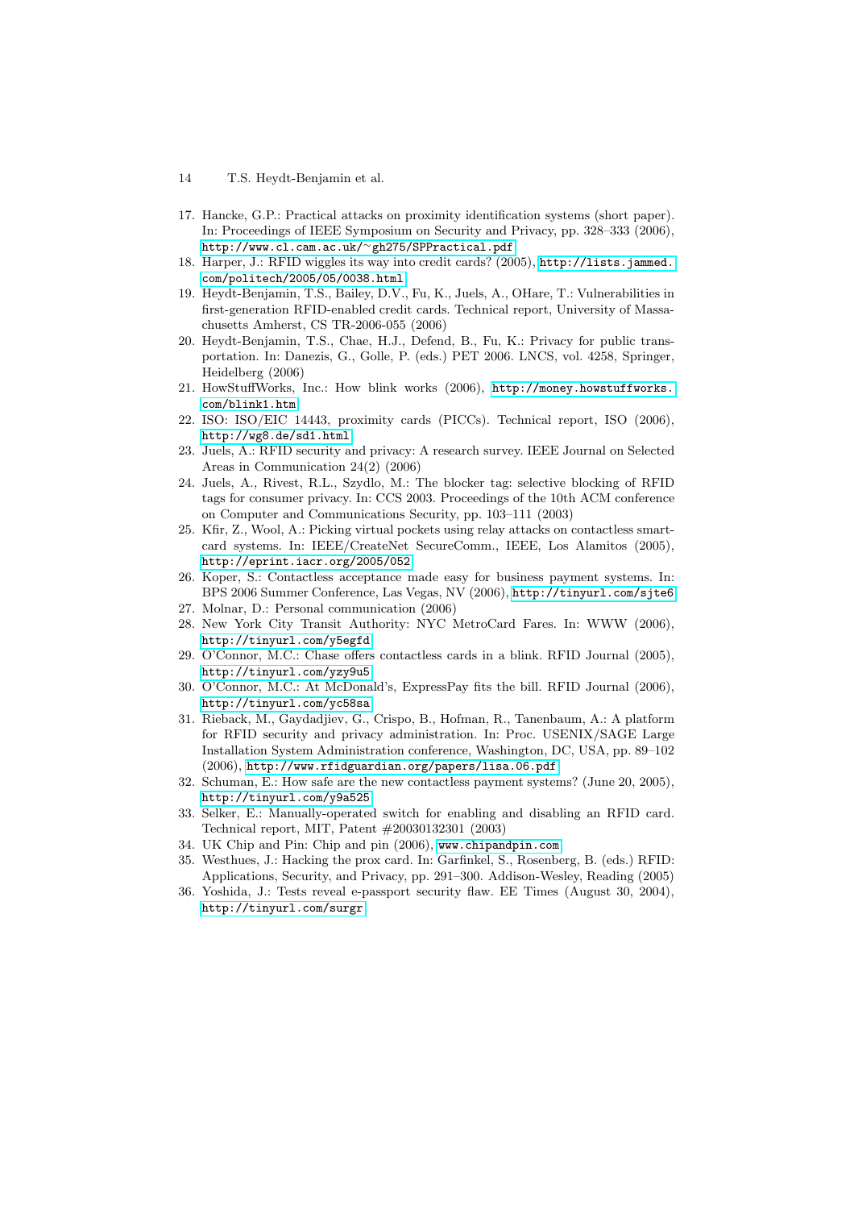17. Hancke, G.P.: Practical attacks on proximity identification systems (short paper). In: Proceedings of IEEE Symposium on Security and Privacy, pp. 328–333 (2006), http://www.cl.cam.ac.uk/~gh275/SPPractical.pdf
18. Harper, J.: RFID wiggles its way into credit cards? (2005), http://lists.jammed.com/politech/2005/05/0038.html
19. Heydt-Benjamin, T.S., Bailey, D.V., Fu, K., Juels, A., OHare, T.: Vulnerabilities in first-generation RFID-enabled credit cards. Technical report, University of Massachusetts Amherst, CS TR-2006-055 (2006)
20. Heydt-Benjamin, T.S., Chae, H.J., Defend, B., Fu, K.: Privacy for public transportation. In: Danezis, G., Golle, P. (eds.) PET 2006. LNCS, vol. 4258, Springer, Heidelberg (2006)
21. HowStuffWorks, Inc.: How blink works (2006), http://money.howstuffworks.com/blink1.htm
22. ISO: ISO/EIC 14443, proximity cards (PICCs). Technical report, ISO (2006), http://wg8.de/sd1.html
23. Juels, A.: RFID security and privacy: A research survey. IEEE Journal on Selected Areas in Communication 24(2) (2006)
24. Juels, A., Rivest, R.L., Szydlo, M.: The blocker tag: selective blocking of RFID tags for consumer privacy. In: CCS 2003. Proceedings of the 10th ACM conference on Computer and Communications Security, pp. 103–111 (2003)
25. Kfir, Z., Wool, A.: Picking virtual pockets using relay attacks on contactless smartcard systems. In: IEEE/CreateNet SecureComm., IEEE, Los Alamitos (2005), http://eprint.iacr.org/2005/052
26. Koper, S.: Contactless acceptance made easy for business payment systems. In: BPS 2006 Summer Conference, Las Vegas, NV (2006), http://tinyurl.com/sjte6
27. Molnar, D.: Personal communication (2006)
28. New York City Transit Authority: NYC MetroCard Fares. In: WWW (2006), http://tinyurl.com/y5egfd
29. O'Connor, M.C.: Chase offers contactless cards in a blink. RFID Journal (2005), http://tinyurl.com/yzy9u5
30. O'Connor, M.C.: At McDonald's, ExpressPay fits the bill. RFID Journal (2006), http://tinyurl.com/yc58sa
31. Rieback, M., Gaydadjiev, G., Crispo, B., Hofman, R., Tanenbaum, A.: A platform for RFID security and privacy administration. In: Proc. USENIX/SAGE Large Installation System Administration conference, Washington, DC, USA, pp. 89–102 (2006), http://www.rfidguardian.org/papers/lisa.06.pdf
32. Schuman, E.: How safe are the new contactless payment systems? (June 20, 2005), http://tinyurl.com/y9a525
33. Selker, E.: Manually-operated switch for enabling and disabling an RFID card. Technical report, MIT, Patent #20030132301 (2003)
34. UK Chip and Pin: Chip and pin (2006), www.chipandpin.com
35. Westhues, J.: Hacking the prox card. In: Garfinkel, S., Rosenberg, B. (eds.) RFID: Applications, Security, and Privacy, pp. 291–300. Addison-Wesley, Reading (2005)
36. Yoshida, J.: Tests reveal e-passport security flaw. EE Times (August 30, 2004), http://tinyurl.com/surgr